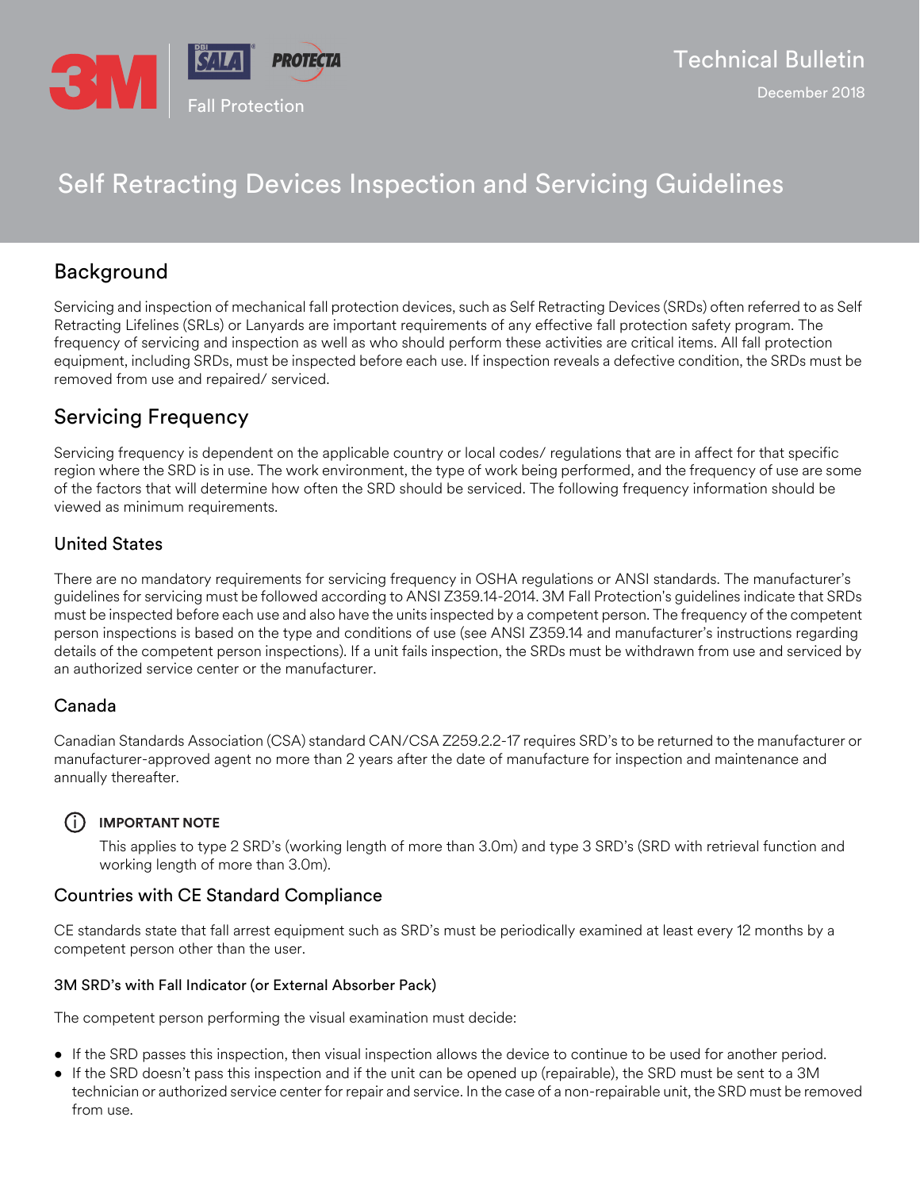3M DBI SALA PROTECTA

Fall Protection

Technical Bulletin

December 2018

# Self Retracting Devices Inspection and Servicing Guidelines

## Background

Servicing and inspection of mechanical fall protection devices, such as Self Retracting Devices (SRDs) often referred to as Self Retracting Lifelines (SRLs) or Lanyards are important requirements of any effective fall protection safety program. The frequency of servicing and inspection as well as who should perform these activities are critical items. All fall protection equipment, including SRDs, must be inspected before each use. If inspection reveals a defective condition, the SRDs must be removed from use and repaired/ serviced.

## Servicing Frequency

Servicing frequency is dependent on the applicable country or local codes/ regulations that are in affect for that specific region where the SRD is in use. The work environment, the type of work being performed, and the frequency of use are some of the factors that will determine how often the SRD should be serviced. The following frequency information should be viewed as minimum requirements.

### United States

There are no mandatory requirements for servicing frequency in OSHA regulations or ANSI standards. The manufacturer's guidelines for servicing must be followed according to ANSI Z359.14-2014. 3M Fall Protection's guidelines indicate that SRDs must be inspected before each use and also have the units inspected by a competent person. The frequency of the competent person inspections is based on the type and conditions of use (see ANSI Z359.14 and manufacturer's instructions regarding details of the competent person inspections). If a unit fails inspection, the SRDs must be withdrawn from use and serviced by an authorized service center or the manufacturer.

### Canada

Canadian Standards Association (CSA) standard CAN/CSA Z259.2.2-17 requires SRD's to be returned to the manufacturer or manufacturer-approved agent no more than 2 years after the date of manufacture for inspection and maintenance and annually thereafter.

**IMPORTANT NOTE**

This applies to type 2 SRD's (working length of more than 3.0m) and type 3 SRD's (SRD with retrieval function and working length of more than 3.0m).

### Countries with CE Standard Compliance

CE standards state that fall arrest equipment such as SRD's must be periodically examined at least every 12 months by a competent person other than the user.

#### 3M SRD's with Fall Indicator (or External Absorber Pack)

The competent person performing the visual examination must decide:

- If the SRD passes this inspection, then visual inspection allows the device to continue to be used for another period.
- If the SRD doesn't pass this inspection and if the unit can be opened up (repairable), the SRD must be sent to a 3M technician or authorized service center for repair and service. In the case of a non-repairable unit, the SRD must be removed from use.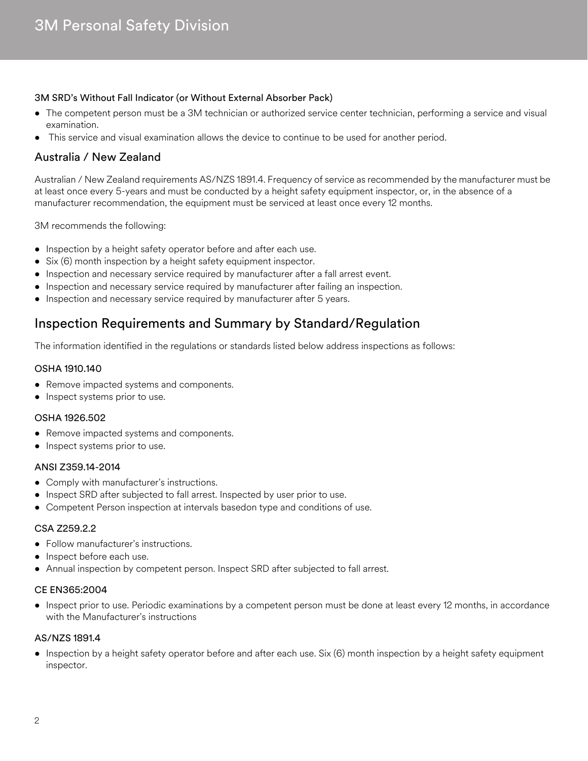#### 3M SRD's Without Fall Indicator (or Without External Absorber Pack)

- The competent person must be a 3M technician or authorized service center technician, performing a service and visual examination.
- This service and visual examination allows the device to continue to be used for another period.

### Australia / New Zealand

Australian / New Zealand requirements AS/NZS 1891.4. Frequency of service as recommended by the manufacturer must be at least once every 5-years and must be conducted by a height safety equipment inspector, or, in the absence of a manufacturer recommendation, the equipment must be serviced at least once every 12 months.

3M recommends the following:

- Inspection by a height safety operator before and after each use.
- Six (6) month inspection by a height safety equipment inspector.
- Inspection and necessary service required by manufacturer after a fall arrest event.
- Inspection and necessary service required by manufacturer after failing an inspection.
- Inspection and necessary service required by manufacturer after 5 years.

## Inspection Requirements and Summary by Standard/Regulation

The information identified in the regulations or standards listed below address inspections as follows:

#### OSHA 1910.140

- Remove impacted systems and components.
- Inspect systems prior to use.

#### OSHA 1926.502

- Remove impacted systems and components.
- Inspect systems prior to use.

#### ANSI Z359.14-2014

- Comply with manufacturer's instructions.
- Inspect SRD after subjected to fall arrest. Inspected by user prior to use.
- Competent Person inspection at intervals basedon type and conditions of use.

#### CSA Z259.2.2

- Follow manufacturer's instructions.
- Inspect before each use.
- Annual inspection by competent person. Inspect SRD after subjected to fall arrest.

#### CE EN365:2004

- Inspect prior to use. Periodic examinations by a competent person must be done at least every 12 months, in accordance with the Manufacturer's instructions

#### AS/NZS 1891.4

- Inspection by a height safety operator before and after each use. Six (6) month inspection by a height safety equipment inspector.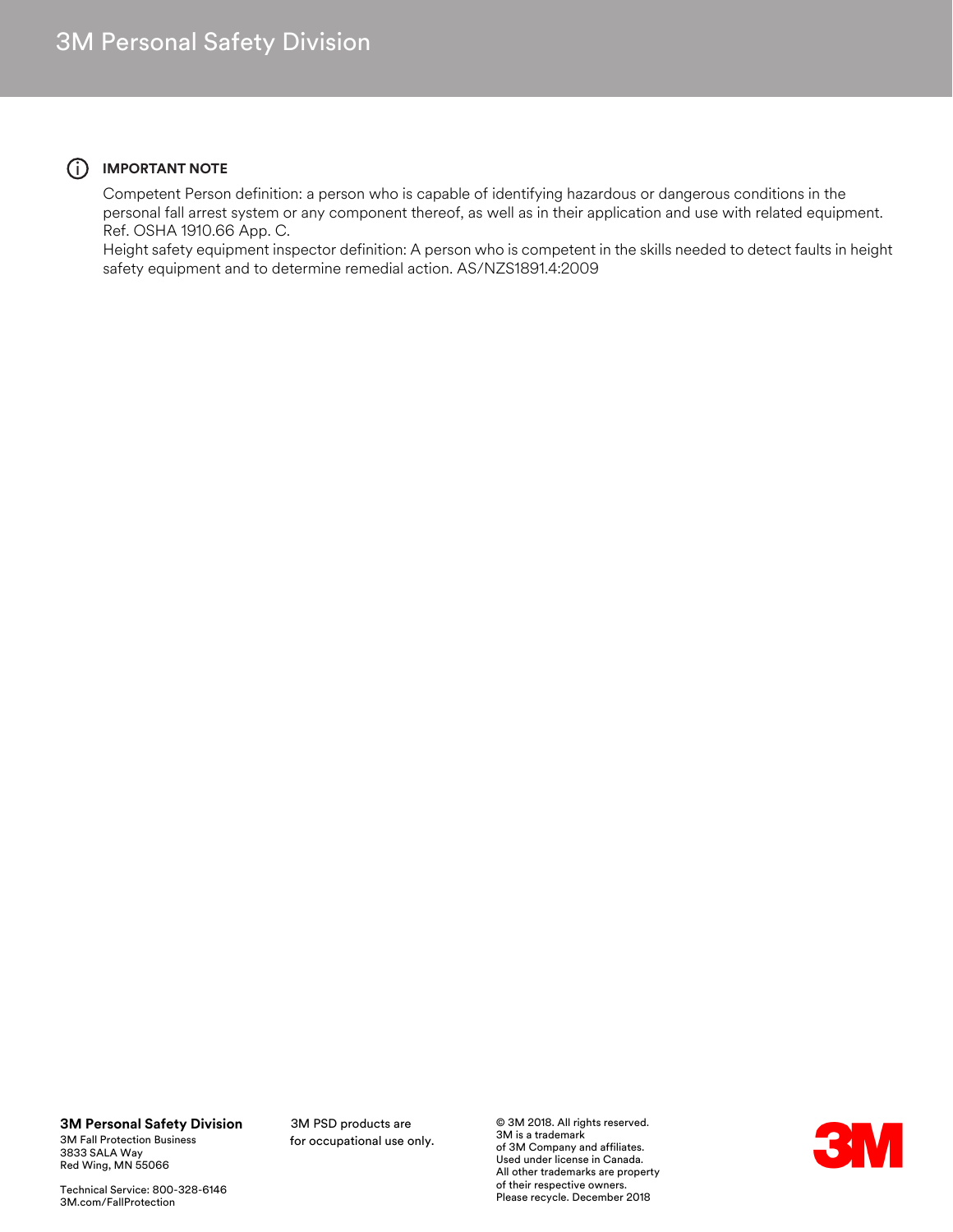**IMPORTANT NOTE**

Competent Person definition: a person who is capable of identifying hazardous or dangerous conditions in the personal fall arrest system or any component thereof, as well as in their application and use with related equipment. Ref. OSHA 1910.66 App. C.

Height safety equipment inspector definition: A person who is competent in the skills needed to detect faults in height safety equipment and to determine remedial action. AS/NZS1891.4:2009

**3M Personal Safety Division**
3M Fall Protection Business
3833 SALA Way
Red Wing, MN 55066

Technical Service: 800-328-6146
3M.com/FallProtection

3M PSD products are for occupational use only.

© 3M 2018. All rights reserved.
3M is a trademark of 3M Company and affiliates.
Used under license in Canada.
All other trademarks are property of their respective owners.
Please recycle. December 2018